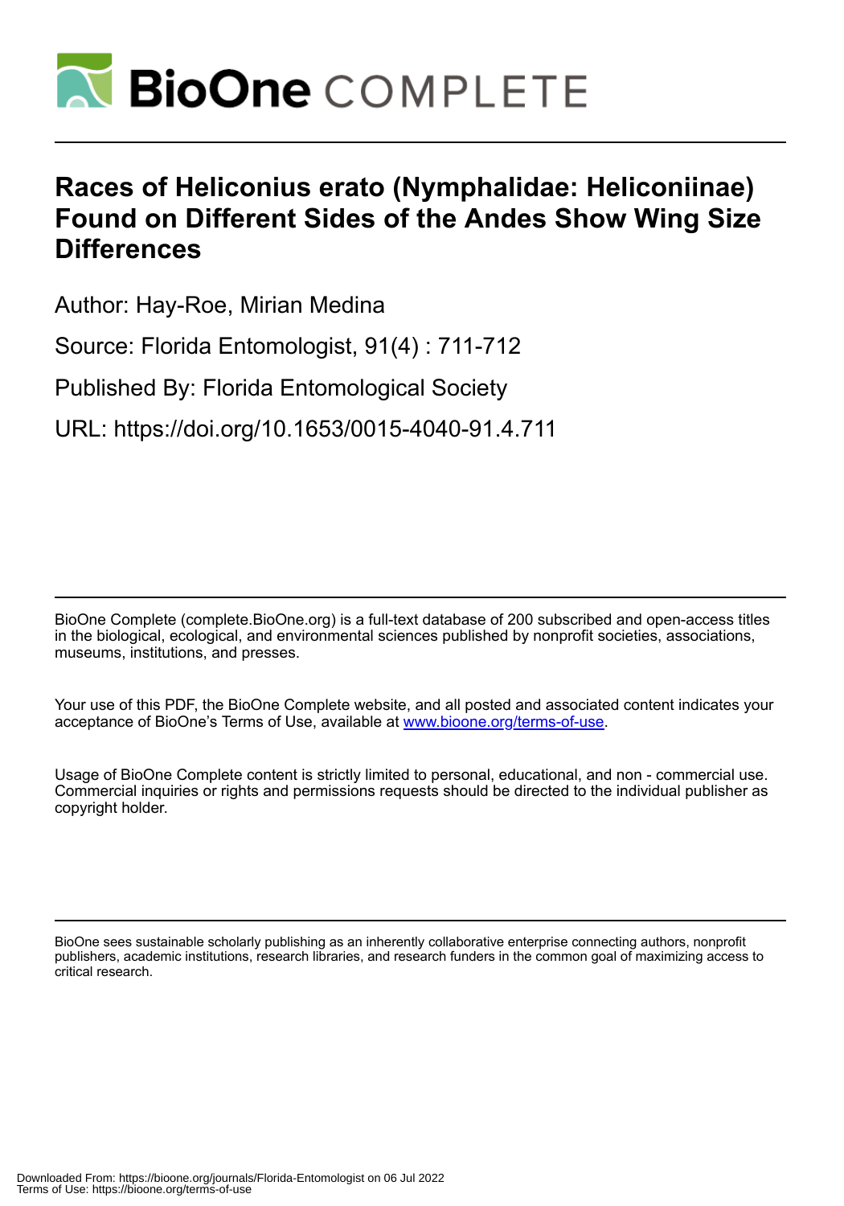# Races of Heliconius erato (Nymphalidae: Heliconiinae) Found on Different Sides of the Andes Show Wing Size Differences

Author: Hay-Roe, Mirian Medina

Source: Florida Entomologist, 91(4) : 711-712

Published By: Florida Entomological Society

URL: https://doi.org/10.1653/0015-4040-91.4.711

BioOne Complete (complete.BioOne.org) is a full-text database of 200 subscribed and open-access titles in the biological, ecological, and environmental sciences published by nonprofit societies, associations, museums, institutions, and presses.

Your use of this PDF, the BioOne Complete website, and all posted and associated content indicates your acceptance of BioOne's Terms of Use, available at www.bioone.org/terms-of-use.

Usage of BioOne Complete content is strictly limited to personal, educational, and non - commercial use. Commercial inquiries or rights and permissions requests should be directed to the individual publisher as copyright holder.

BioOne sees sustainable scholarly publishing as an inherently collaborative enterprise connecting authors, nonprofit publishers, academic institutions, research libraries, and research funders in the common goal of maximizing access to critical research.

Downloaded From: https://bioone.org/journals/Florida-Entomologist on 06 Jul 2022
Terms of Use: https://bioone.org/terms-of-use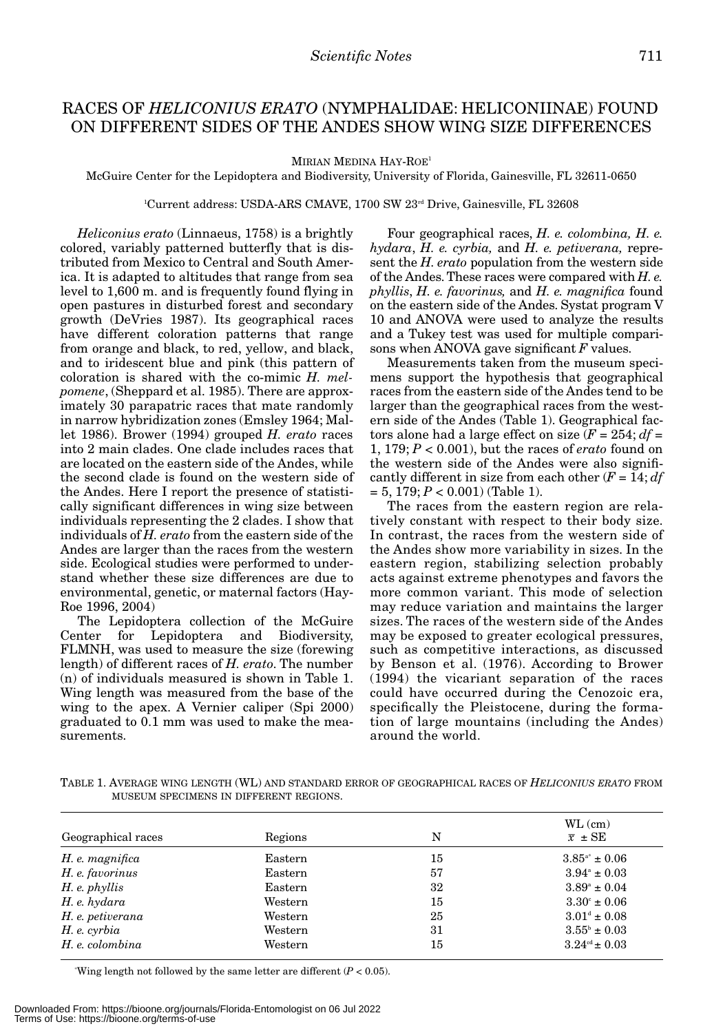# RACES OF *HELICONIUS ERATO* (NYMPHALIDAE: HELICONIINAE) FOUND ON DIFFERENT SIDES OF THE ANDES SHOW WING SIZE DIFFERENCES

MIRIAN MEDINA HAY-ROE[1]

McGuire Center for the Lepidoptera and Biodiversity, University of Florida, Gainesville, FL 32611-0650

[1]Current address: USDA-ARS CMAVE, 1700 SW 23rd Drive, Gainesville, FL 32608

*Heliconius erato* (Linnaeus, 1758) is a brightly colored, variably patterned butterfly that is distributed from Mexico to Central and South America. It is adapted to altitudes that range from sea level to 1,600 m. and is frequently found flying in open pastures in disturbed forest and secondary growth (DeVries 1987). Its geographical races have different coloration patterns that range from orange and black, to red, yellow, and black, and to iridescent blue and pink (this pattern of coloration is shared with the co-mimic *H. melpomene*, (Sheppard et al. 1985). There are approximately 30 parapatric races that mate randomly in narrow hybridization zones (Emsley 1964; Mallet 1986). Brower (1994) grouped *H. erato* races into 2 main clades. One clade includes races that are located on the eastern side of the Andes, while the second clade is found on the western side of the Andes. Here I report the presence of statistically significant differences in wing size between individuals representing the 2 clades. I show that individuals of *H. erato* from the eastern side of the Andes are larger than the races from the western side. Ecological studies were performed to understand whether these size differences are due to environmental, genetic, or maternal factors (Hay-Roe 1996, 2004)

The Lepidoptera collection of the McGuire Center for Lepidoptera and Biodiversity, FLMNH, was used to measure the size (forewing length) of different races of *H. erato*. The number (n) of individuals measured is shown in Table 1. Wing length was measured from the base of the wing to the apex. A Vernier caliper (Spi 2000) graduated to 0.1 mm was used to make the measurements.

Four geographical races, *H. e. colombina, H. e. hydara*, *H. e. cyrbia,* and *H. e. petiverana,* represent the *H. erato* population from the western side of the Andes. These races were compared with *H. e. phyllis*, *H. e. favorinus,* and *H. e. magnifica* found on the eastern side of the Andes. Systat program V 10 and ANOVA were used to analyze the results and a Tukey test was used for multiple comparisons when ANOVA gave significant $F$ values.

Measurements taken from the museum specimens support the hypothesis that geographical races from the eastern side of the Andes tend to be larger than the geographical races from the western side of the Andes (Table 1). Geographical factors alone had a large effect on size ($F = 254$; $df = 1, 179$; $P < 0.001$), but the races of *erato* found on the western side of the Andes were also significantly different in size from each other ($F = 14$; $df = 5, 179$; $P < 0.001$) (Table 1).

The races from the eastern region are relatively constant with respect to their body size. In contrast, the races from the western side of the Andes show more variability in sizes. In the eastern region, stabilizing selection probably acts against extreme phenotypes and favors the more common variant. This mode of selection may reduce variation and maintains the larger sizes. The races of the western side of the Andes may be exposed to greater ecological pressures, such as competitive interactions, as discussed by Benson et al. (1976). According to Brower (1994) the vicariant separation of the races could have occurred during the Cenozoic era, specifically the Pleistocene, during the formation of large mountains (including the Andes) around the world.

TABLE 1. AVERAGE WING LENGTH (WL) AND STANDARD ERROR OF GEOGRAPHICAL RACES OF *HELICONIUS ERATO* FROM MUSEUM SPECIMENS IN DIFFERENT REGIONS.

| Geographical races | Regions | N | WL (cm) $\bar{x} \pm$ SE |
|---|---|---|---|
| *H. e. magnifica* | Eastern | 15 | $3.85^{a*} \pm 0.06$ |
| *H. e. favorinus* | Eastern | 57 | $3.94^{a} \pm 0.03$ |
| *H. e. phyllis* | Eastern | 32 | $3.89^{a} \pm 0.04$ |
| *H. e. hydara* | Western | 15 | $3.30^{c} \pm 0.06$ |
| *H. e. petiverana* | Western | 25 | $3.01^{d} \pm 0.08$ |
| *H. e. cyrbia* | Western | 31 | $3.55^{b} \pm 0.03$ |
| *H. e. colombina* | Western | 15 | $3.24^{cd} \pm 0.03$ |

[*]Wing length not followed by the same letter are different ($P < 0.05$).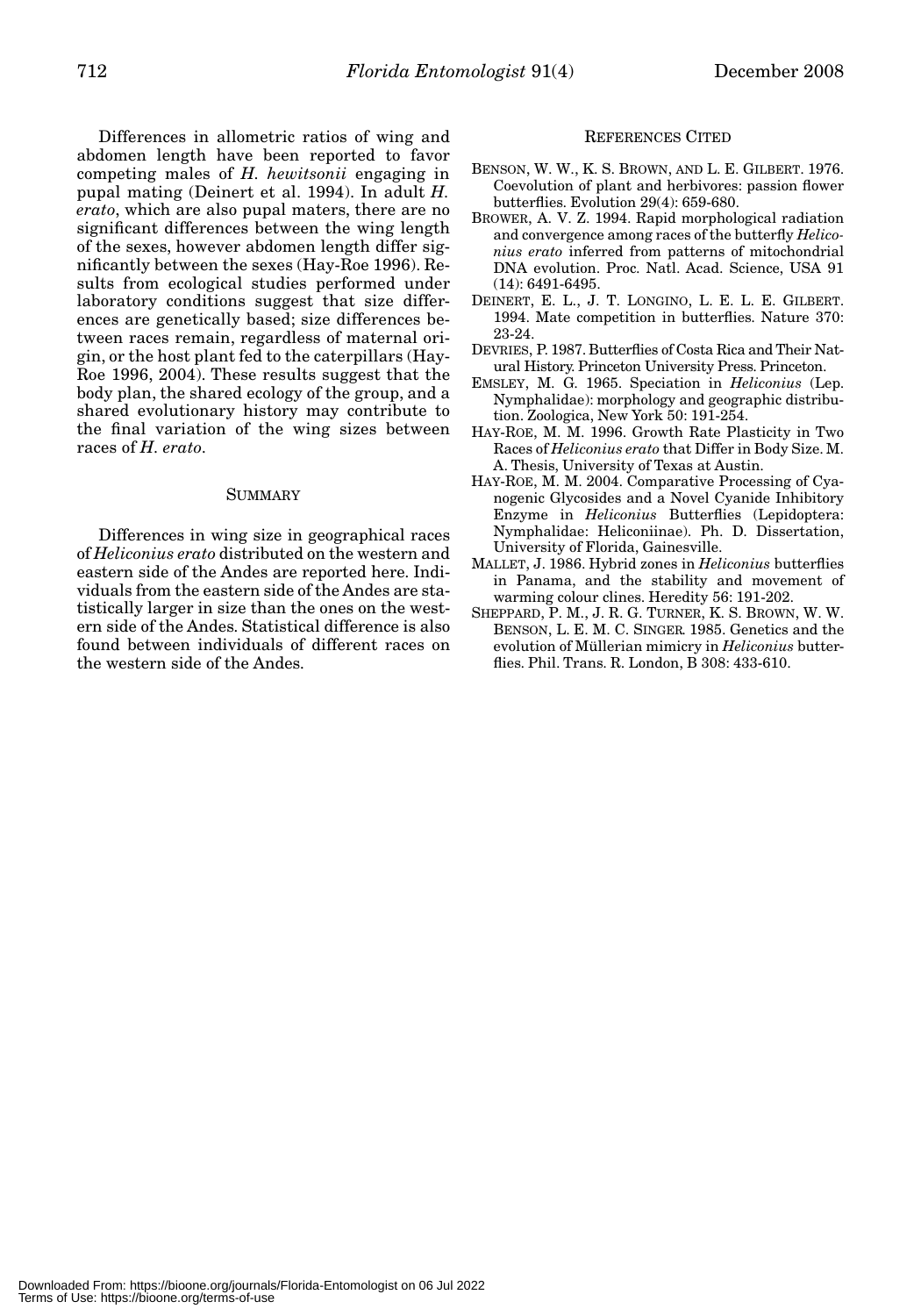Differences in allometric ratios of wing and abdomen length have been reported to favor competing males of *H. hewitsonii* engaging in pupal mating (Deinert et al. 1994). In adult *H. erato*, which are also pupal maters, there are no significant differences between the wing length of the sexes, however abdomen length differ significantly between the sexes (Hay-Roe 1996). Results from ecological studies performed under laboratory conditions suggest that size differences are genetically based; size differences between races remain, regardless of maternal origin, or the host plant fed to the caterpillars (Hay-Roe 1996, 2004). These results suggest that the body plan, the shared ecology of the group, and a shared evolutionary history may contribute to the final variation of the wing sizes between races of *H. erato*.

## SUMMARY

Differences in wing size in geographical races of *Heliconius erato* distributed on the western and eastern side of the Andes are reported here. Individuals from the eastern side of the Andes are statistically larger in size than the ones on the western side of the Andes. Statistical difference is also found between individuals of different races on the western side of the Andes.

## REFERENCES CITED

BENSON, W. W., K. S. BROWN, AND L. E. GILBERT. 1976. Coevolution of plant and herbivores: passion flower butterflies. Evolution 29(4): 659-680.

BROWER, A. V. Z. 1994. Rapid morphological radiation and convergence among races of the butterfly *Heliconius erato* inferred from patterns of mitochondrial DNA evolution. Proc. Natl. Acad. Science, USA 91 (14): 6491-6495.

DEINERT, E. L., J. T. LONGINO, L. E. L. E. GILBERT. 1994. Mate competition in butterflies. Nature 370: 23-24.

DEVRIES, P. 1987. Butterflies of Costa Rica and Their Natural History. Princeton University Press. Princeton.

EMSLEY, M. G. 1965. Speciation in *Heliconius* (Lep. Nymphalidae): morphology and geographic distribution. Zoologica, New York 50: 191-254.

HAY-ROE, M. M. 1996. Growth Rate Plasticity in Two Races of *Heliconius erato* that Differ in Body Size. M. A. Thesis, University of Texas at Austin.

HAY-ROE, M. M. 2004. Comparative Processing of Cyanogenic Glycosides and a Novel Cyanide Inhibitory Enzyme in *Heliconius* Butterflies (Lepidoptera: Nymphalidae: Heliconiinae). Ph. D. Dissertation, University of Florida, Gainesville.

MALLET, J. 1986. Hybrid zones in *Heliconius* butterflies in Panama, and the stability and movement of warming colour clines. Heredity 56: 191-202.

SHEPPARD, P. M., J. R. G. TURNER, K. S. BROWN, W. W. BENSON, L. E. M. C. SINGER. 1985. Genetics and the evolution of Müllerian mimicry in *Heliconius* butterflies. Phil. Trans. R. London, B 308: 433-610.